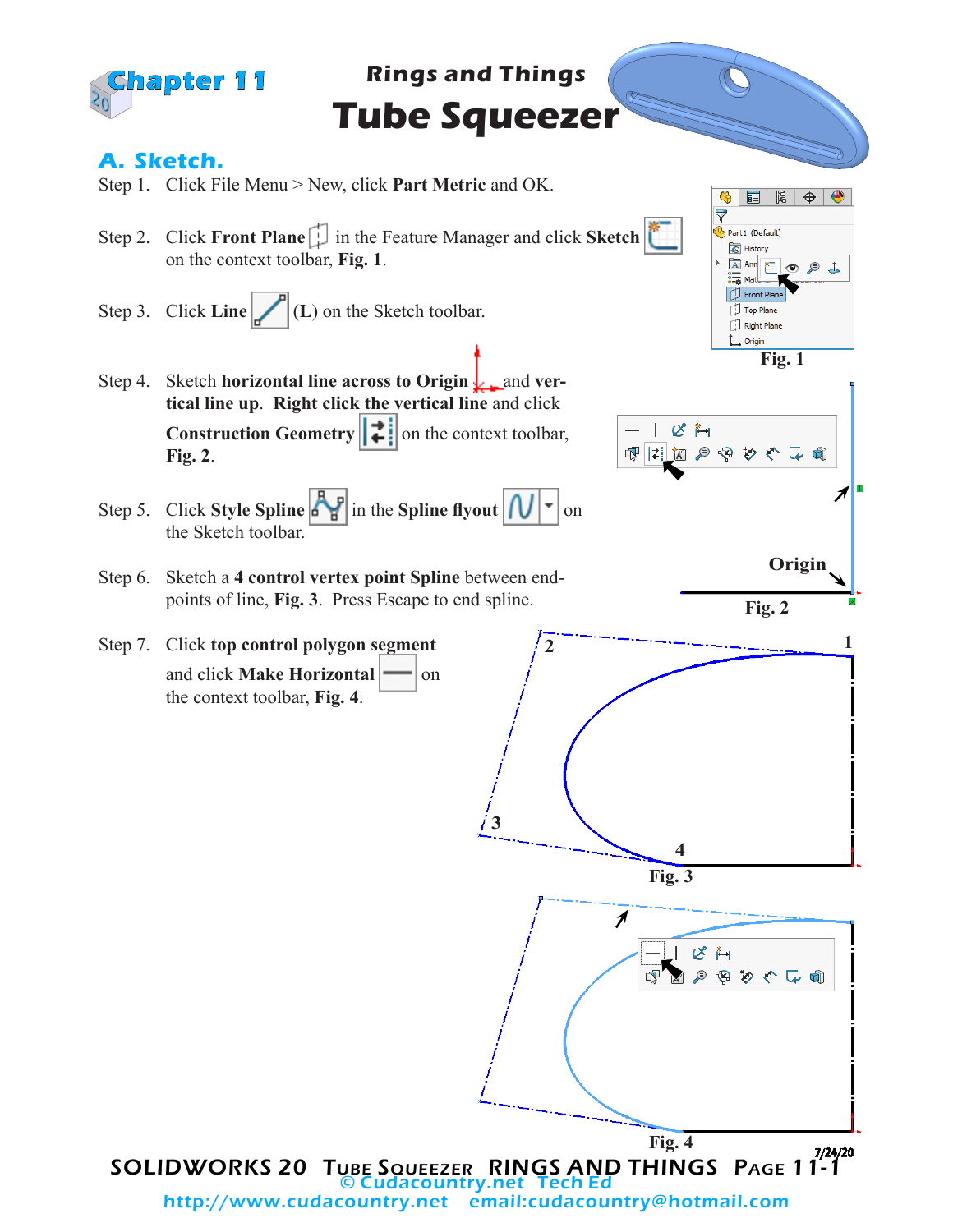Chapter 11

# Rings and Things
# Tube Squeezer

## A. Sketch.

Step 1. Click File Menu > New, click **Part Metric** and OK.

Step 2. Click **Front Plane** in the Feature Manager and click **Sketch** on the context toolbar, **Fig. 1**.

Fig. 1

Step 3. Click **Line** (**L**) on the Sketch toolbar.

Step 4. Sketch **horizontal line across to Origin** and **vertical line up**. **Right click the vertical line** and click **Construction Geometry** on the context toolbar, **Fig. 2**.

Origin

Fig. 2

Step 5. Click **Style Spline** in the **Spline flyout** on the Sketch toolbar.

Step 6. Sketch a **4 control vertex point Spline** between endpoints of line, **Fig. 3**. Press Escape to end spline.

Step 7. Click **top control polygon segment** and click **Make Horizontal** on the context toolbar, **Fig. 4**.

Fig. 3

Fig. 4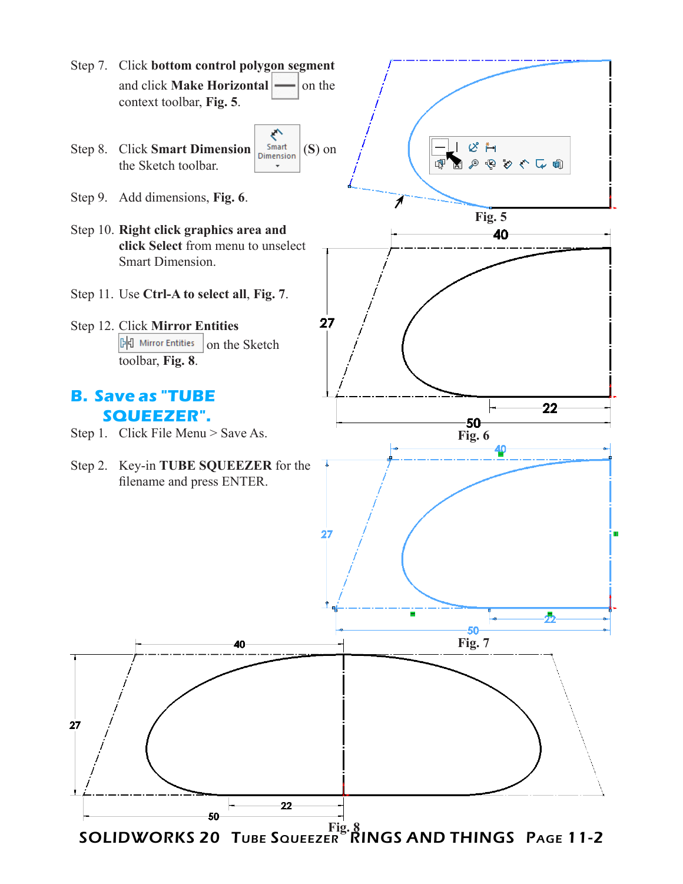Step 7. Click **bottom control polygon segment** and click **Make Horizontal** on the context toolbar, **Fig. 5**.

Step 8. Click **Smart Dimension** (**S**) on the Sketch toolbar.

Step 9. Add dimensions, **Fig. 6**.

Step 10. **Right click graphics area and click Select** from menu to unselect Smart Dimension.

Step 11. Use **Ctrl-A to select all**, **Fig. 7**.

Step 12. Click **Mirror Entities** on the Sketch toolbar, **Fig. 8**.

Fig. 5

Fig. 6

Fig. 7

## B. Save as "TUBE SQUEEZER".

Step 1. Click File Menu > Save As.

Step 2. Key-in **TUBE SQUEEZER** for the filename and press ENTER.

Fig. 8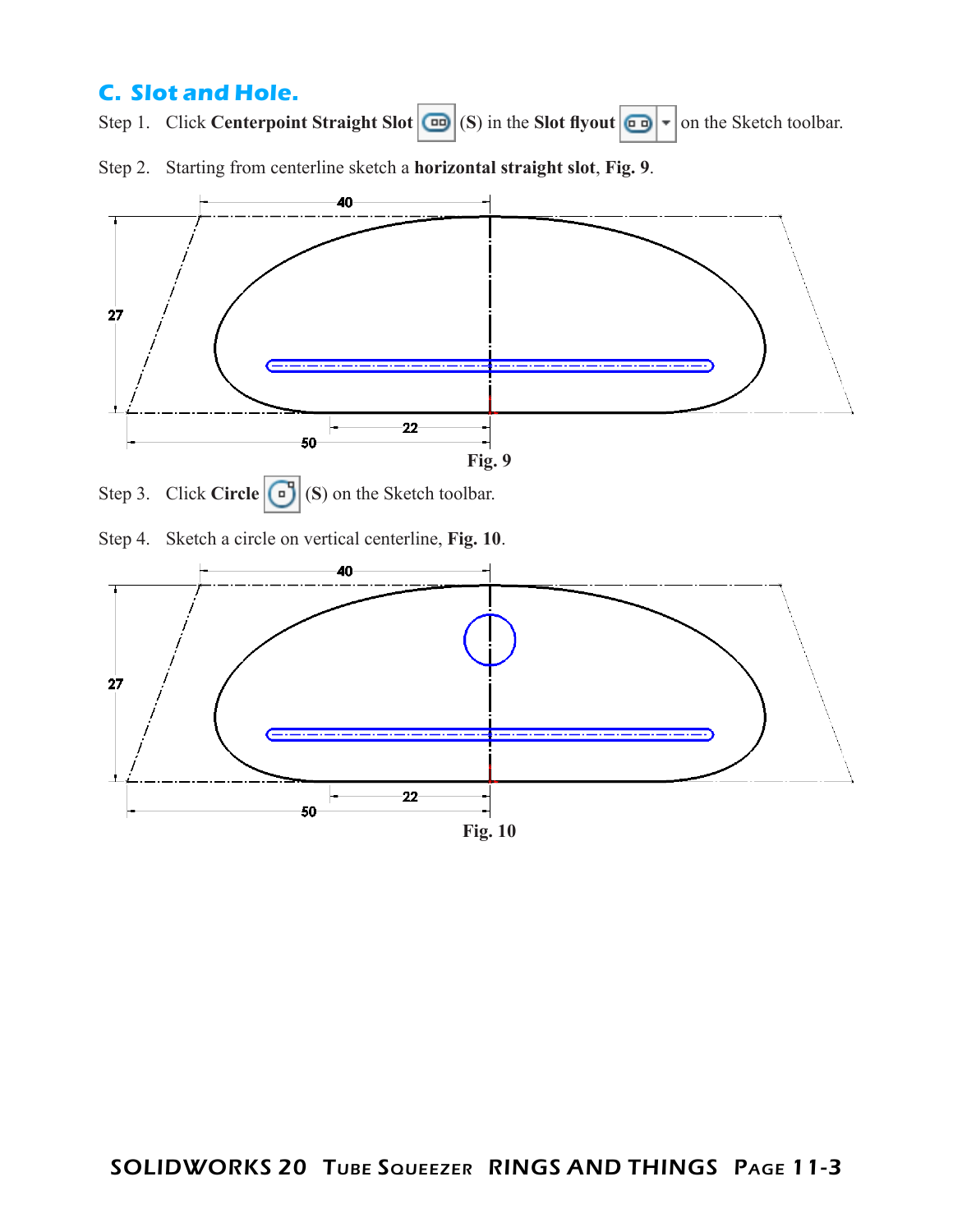## C. Slot and Hole.

Step 1. Click **Centerpoint Straight Slot** (**S**) in the **Slot flyout** on the Sketch toolbar.

Step 2. Starting from centerline sketch a **horizontal straight slot**, **Fig. 9**.

**Fig. 9**

Step 3. Click **Circle** (**S**) on the Sketch toolbar.

Step 4. Sketch a circle on vertical centerline, **Fig. 10**.

**Fig. 10**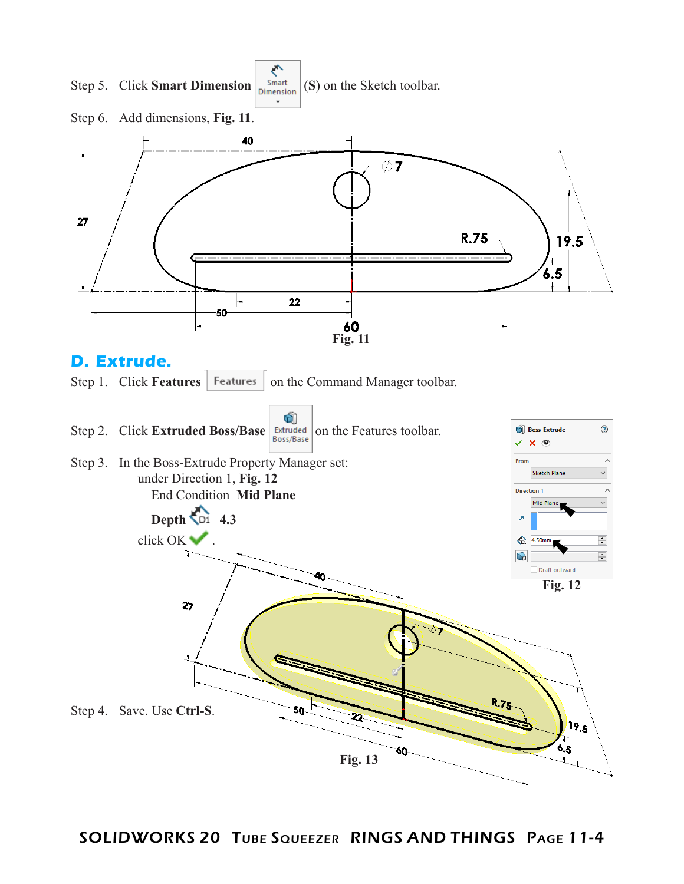Step 5. Click **Smart Dimension** (**S**) on the Sketch toolbar.

Step 6. Add dimensions, **Fig. 11**.

**Fig. 11**

## D. Extrude.

Step 1. Click **Features** on the Command Manager toolbar.

Step 2. Click **Extruded Boss/Base** on the Features toolbar.

Step 3. In the Boss-Extrude Property Manager set:
under Direction 1, **Fig. 12**
End Condition **Mid Plane**
**Depth** **4.3**
click OK .

**Fig. 12**

Step 4. Save. Use **Ctrl-S**.

**Fig. 13**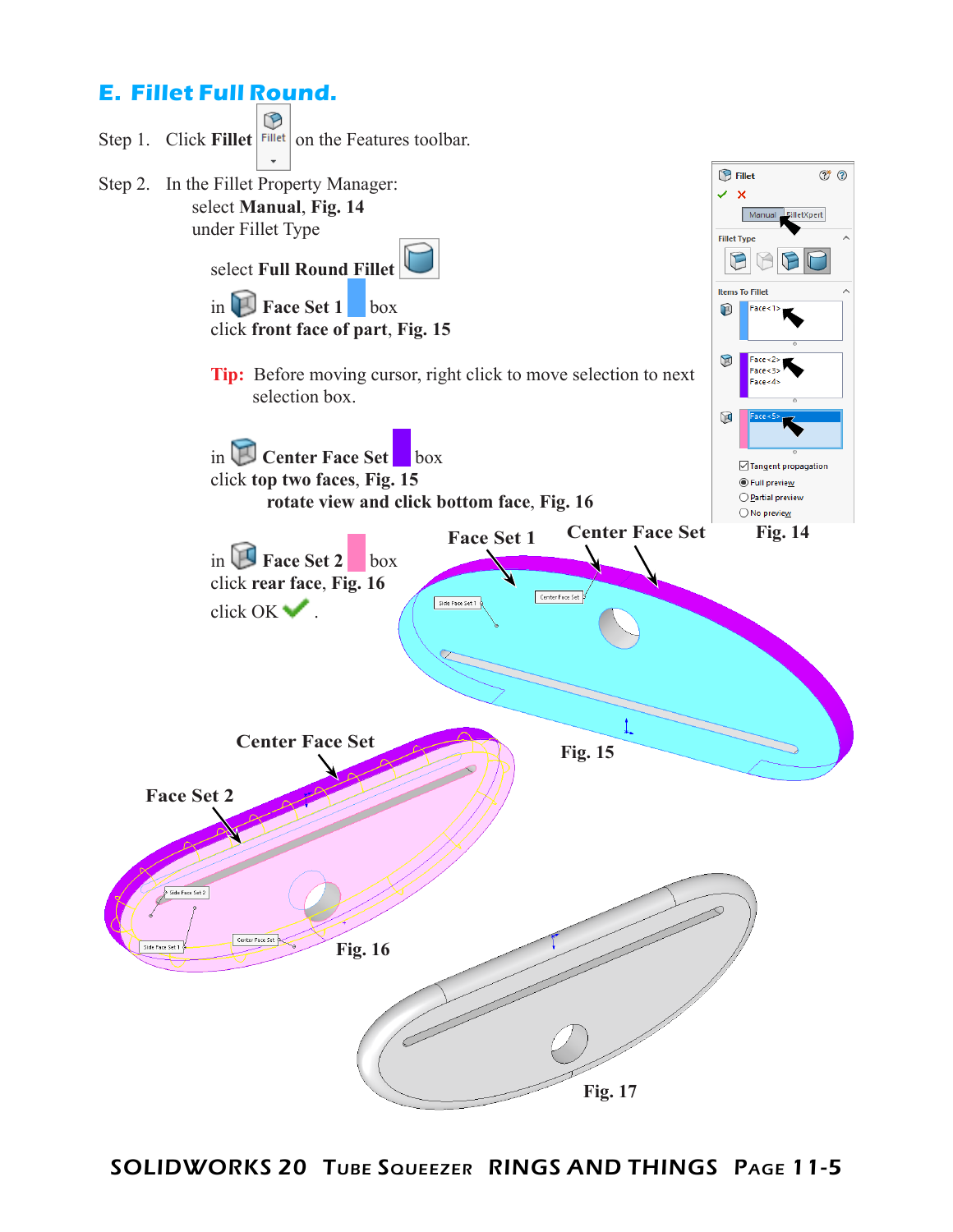## E. Fillet Full Round.

Step 1. Click **Fillet** on the Features toolbar.

Step 2. In the Fillet Property Manager:
select **Manual**, **Fig. 14**
under Fillet Type

select **Full Round Fillet**

in **Face Set 1** box
click **front face of part**, **Fig. 15**

**Tip:** Before moving cursor, right click to move selection to next selection box.

in **Center Face Set** box
click **top two faces**, **Fig. 15**
**rotate view and click bottom face**, **Fig. 16**

in **Face Set 2** box
click **rear face**, **Fig. 16**
click OK .

Fig. 14

Face Set 1 — Center Face Set

Fig. 15

Center Face Set — Face Set 2

Fig. 16

Fig. 17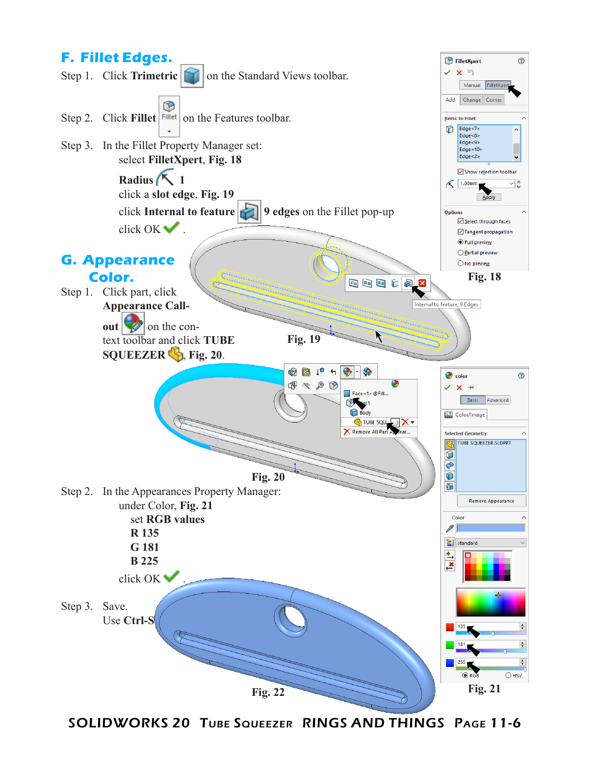## F. Fillet Edges.

Step 1. Click **Trimetric** on the Standard Views toolbar.

Step 2. Click **Fillet** on the Features toolbar.

Step 3. In the Fillet Property Manager set:
select **FilletXpert**, **Fig. 18**

**Radius** **1**
click a **slot edge**, **Fig. 19**
click **Internal to feature** **9 edges** on the Fillet pop-up
click OK .

Fig. 18

Fig. 19

## G. Appearance Color.

Step 1. Click part, click **Appearance Call-out** on the context toolbar and click **TUBE SQUEEZER**, **Fig. 20**.

Fig. 20

Step 2. In the Appearances Property Manager:
under Color, **Fig. 21**
set **RGB values**
**R 135**
**G 181**
**B 225**
click OK .

Fig. 21

Step 3. Save.
Use **Ctrl-S**

Fig. 22